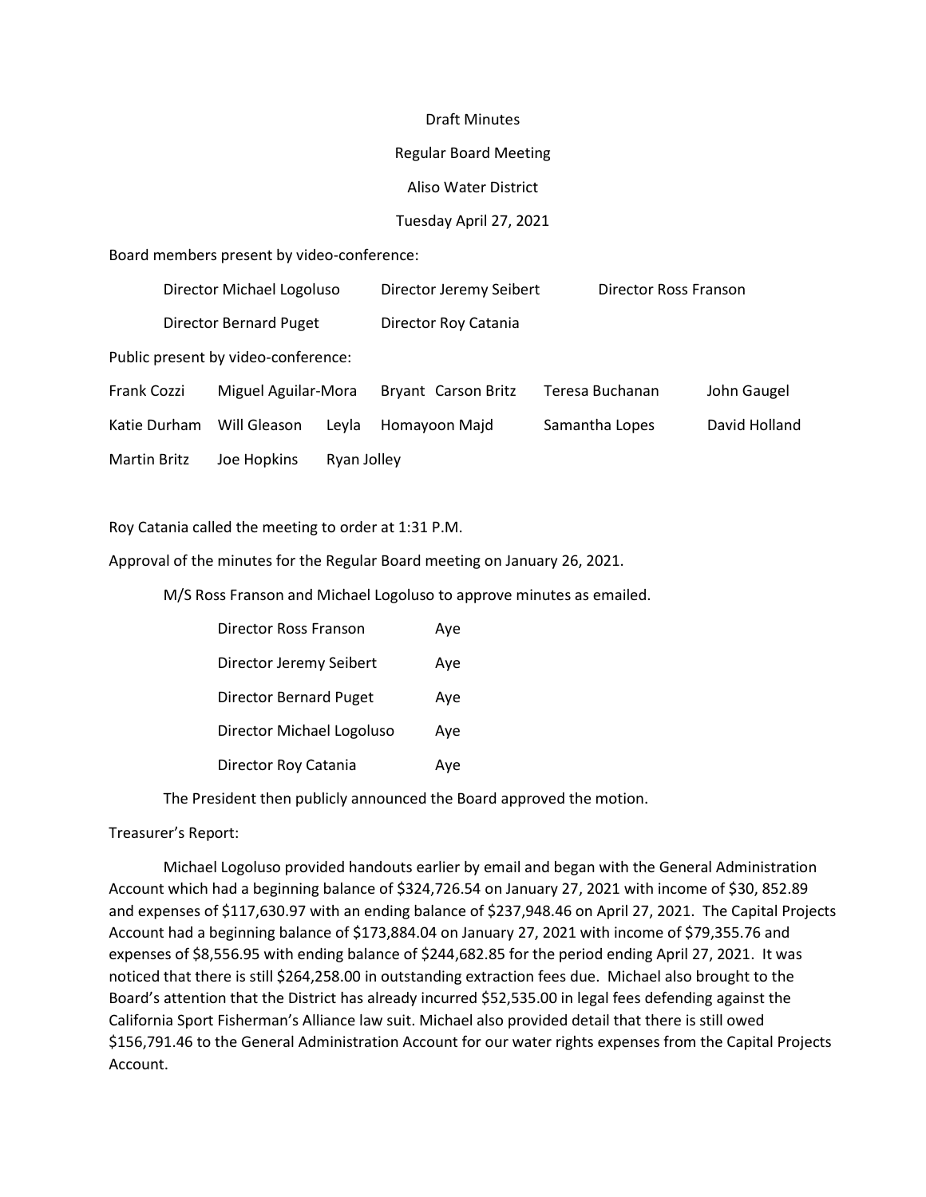Draft Minutes

Regular Board Meeting

Aliso Water District

Tuesday April 27, 2021

Board members present by video-conference:

| | | |
|---|---|---|
| Director Michael Logoluso | Director Jeremy Seibert | Director Ross Franson |
| Director Bernard Puget | Director Roy Catania | |

Public present by video-conference:

| | | | | |
|---|---|---|---|---|
| Frank Cozzi | Miguel Aguilar-Mora | Bryant Carson Britz | Teresa Buchanan | John Gaugel |
| Katie Durham | Will Gleason | Leyla Homayoon Majd | Samantha Lopes | David Holland |
| Martin Britz | Joe Hopkins | Ryan Jolley | | |

Roy Catania called the meeting to order at 1:31 P.M.

Approval of the minutes for the Regular Board meeting on January 26, 2021.

M/S Ross Franson and Michael Logoluso to approve minutes as emailed.

| | |
|---|---|
| Director Ross Franson | Aye |
| Director Jeremy Seibert | Aye |
| Director Bernard Puget | Aye |
| Director Michael Logoluso | Aye |
| Director Roy Catania | Aye |

The President then publicly announced the Board approved the motion.

Treasurer's Report:

Michael Logoluso provided handouts earlier by email and began with the General Administration Account which had a beginning balance of $324,726.54 on January 27, 2021 with income of $30, 852.89 and expenses of $117,630.97 with an ending balance of $237,948.46 on April 27, 2021. The Capital Projects Account had a beginning balance of $173,884.04 on January 27, 2021 with income of $79,355.76 and expenses of $8,556.95 with ending balance of $244,682.85 for the period ending April 27, 2021. It was noticed that there is still $264,258.00 in outstanding extraction fees due. Michael also brought to the Board's attention that the District has already incurred $52,535.00 in legal fees defending against the California Sport Fisherman's Alliance law suit. Michael also provided detail that there is still owed $156,791.46 to the General Administration Account for our water rights expenses from the Capital Projects Account.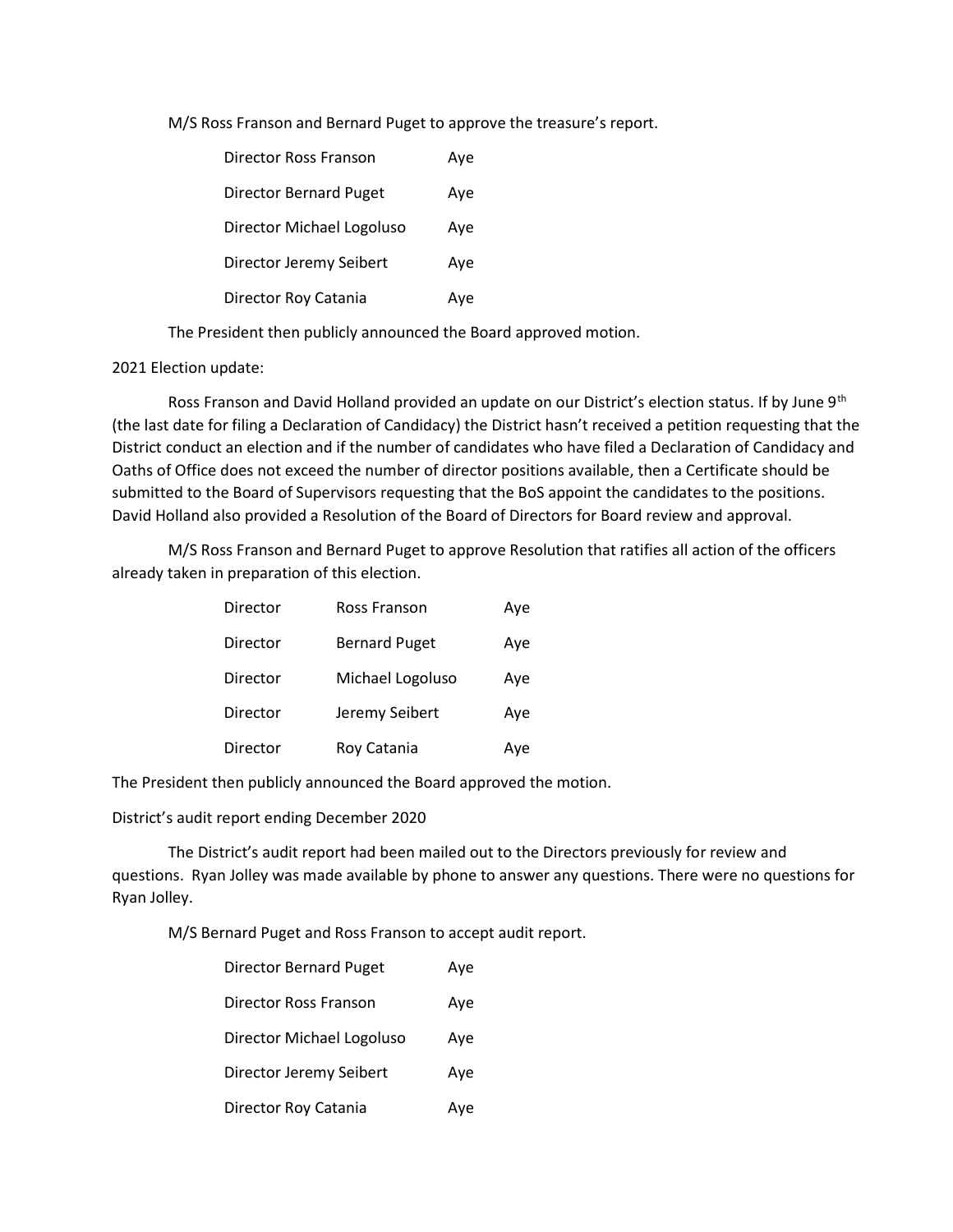M/S Ross Franson and Bernard Puget to approve the treasure's report.

| | |
|---|---|
| Director Ross Franson | Aye |
| Director Bernard Puget | Aye |
| Director Michael Logoluso | Aye |
| Director Jeremy Seibert | Aye |
| Director Roy Catania | Aye |

The President then publicly announced the Board approved motion.

2021 Election update:

Ross Franson and David Holland provided an update on our District's election status. If by June 9th (the last date for filing a Declaration of Candidacy) the District hasn't received a petition requesting that the District conduct an election and if the number of candidates who have filed a Declaration of Candidacy and Oaths of Office does not exceed the number of director positions available, then a Certificate should be submitted to the Board of Supervisors requesting that the BoS appoint the candidates to the positions. David Holland also provided a Resolution of the Board of Directors for Board review and approval.

M/S Ross Franson and Bernard Puget to approve Resolution that ratifies all action of the officers already taken in preparation of this election.

| | | |
|---|---|---|
| Director | Ross Franson | Aye |
| Director | Bernard Puget | Aye |
| Director | Michael Logoluso | Aye |
| Director | Jeremy Seibert | Aye |
| Director | Roy Catania | Aye |

The President then publicly announced the Board approved the motion.

District's audit report ending December 2020

The District's audit report had been mailed out to the Directors previously for review and questions. Ryan Jolley was made available by phone to answer any questions. There were no questions for Ryan Jolley.

M/S Bernard Puget and Ross Franson to accept audit report.

| | |
|---|---|
| Director Bernard Puget | Aye |
| Director Ross Franson | Aye |
| Director Michael Logoluso | Aye |
| Director Jeremy Seibert | Aye |
| Director Roy Catania | Aye |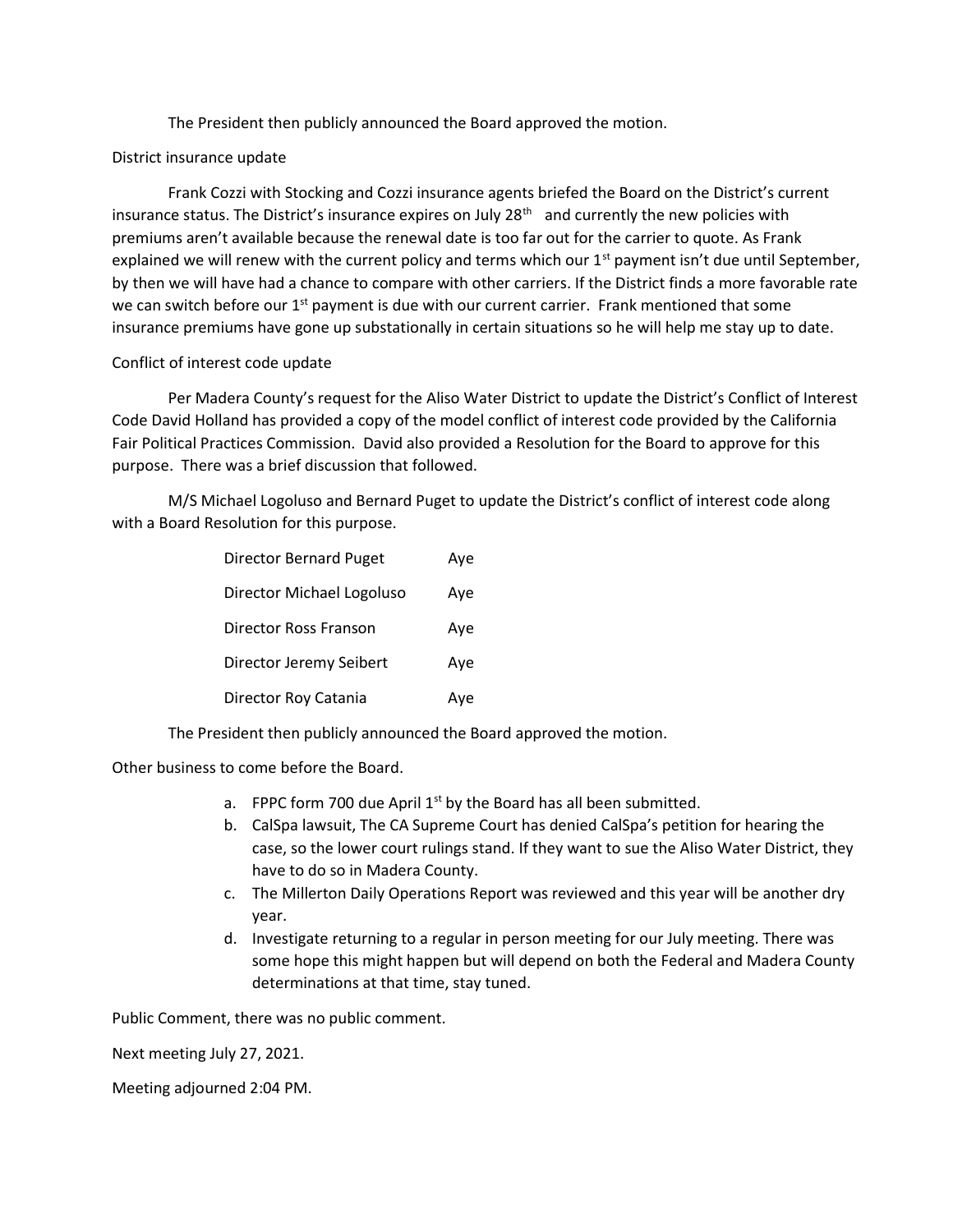The President then publicly announced the Board approved the motion.

District insurance update

Frank Cozzi with Stocking and Cozzi insurance agents briefed the Board on the District's current insurance status. The District's insurance expires on July 28th and currently the new policies with premiums aren't available because the renewal date is too far out for the carrier to quote. As Frank explained we will renew with the current policy and terms which our 1st payment isn't due until September, by then we will have had a chance to compare with other carriers. If the District finds a more favorable rate we can switch before our 1st payment is due with our current carrier. Frank mentioned that some insurance premiums have gone up substationally in certain situations so he will help me stay up to date.

Conflict of interest code update

Per Madera County's request for the Aliso Water District to update the District's Conflict of Interest Code David Holland has provided a copy of the model conflict of interest code provided by the California Fair Political Practices Commission. David also provided a Resolution for the Board to approve for this purpose. There was a brief discussion that followed.

M/S Michael Logoluso and Bernard Puget to update the District's conflict of interest code along with a Board Resolution for this purpose.

| | |
|---|---|
| Director Bernard Puget | Aye |
| Director Michael Logoluso | Aye |
| Director Ross Franson | Aye |
| Director Jeremy Seibert | Aye |
| Director Roy Catania | Aye |

The President then publicly announced the Board approved the motion.

Other business to come before the Board.

a. FPPC form 700 due April 1st by the Board has all been submitted.
b. CalSpa lawsuit, The CA Supreme Court has denied CalSpa's petition for hearing the case, so the lower court rulings stand. If they want to sue the Aliso Water District, they have to do so in Madera County.
c. The Millerton Daily Operations Report was reviewed and this year will be another dry year.
d. Investigate returning to a regular in person meeting for our July meeting. There was some hope this might happen but will depend on both the Federal and Madera County determinations at that time, stay tuned.

Public Comment, there was no public comment.

Next meeting July 27, 2021.

Meeting adjourned 2:04 PM.